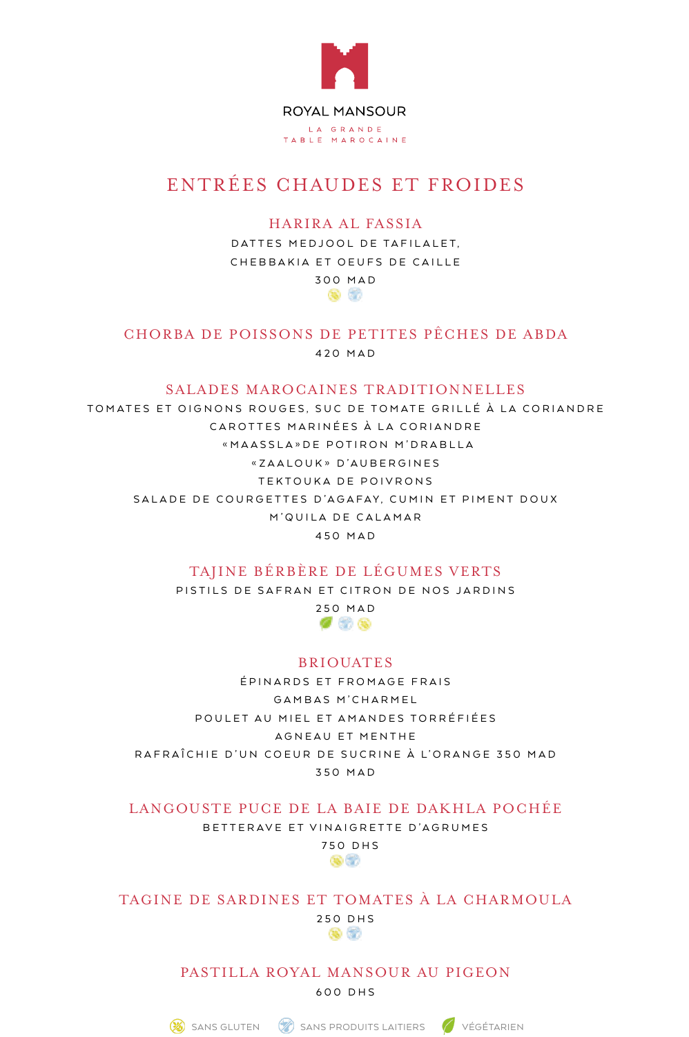ROYAL MANSOUR

LA GRANDE TABLE MAROCAINE

# ENTRÉES CHAUDES ET FROIDES

## HARIRA AL FASSIA

DATTES MEDJOOL DE TAFILALET,
CHEBBAKIA ET OEUFS DE CAILLE

300 MAD

## CHORBA DE POISSONS DE PETITES PÊCHES DE ABDA

420 MAD

## SALADES MAROCAINES TRADITIONNELLES

TOMATES ET OIGNONS ROUGES, SUC DE TOMATE GRILLÉ À LA CORIANDRE
CAROTTES MARINÉES À LA CORIANDRE
«MAASSLA»DE POTIRON M'DRABLLA
«ZAALOUK» D'AUBERGINES
TEKTOUKA DE POIVRONS
SALADE DE COURGETTES D'AGAFAY, CUMIN ET PIMENT DOUX
M'QUILA DE CALAMAR

450 MAD

## TAJINE BÉRBÈRE DE LÉGUMES VERTS

PISTILS DE SAFRAN ET CITRON DE NOS JARDINS

250 MAD

## BRIOUATES

ÉPINARDS ET FROMAGE FRAIS
GAMBAS M'CHARMEL
POULET AU MIEL ET AMANDES TORRÉFIÉES
AGNEAU ET MENTHE
RAFRAÎCHIE D'UN COEUR DE SUCRINE À L'ORANGE 350 MAD

350 MAD

## LANGOUSTE PUCE DE LA BAIE DE DAKHLA POCHÉE

BETTERAVE ET VINAIGRETTE D'AGRUMES

750 DHS

## TAGINE DE SARDINES ET TOMATES À LA CHARMOULA

250 DHS

## PASTILLA ROYAL MANSOUR AU PIGEON

600 DHS

SANS GLUTEN — SANS PRODUITS LAITIERS — VÉGÉTARIEN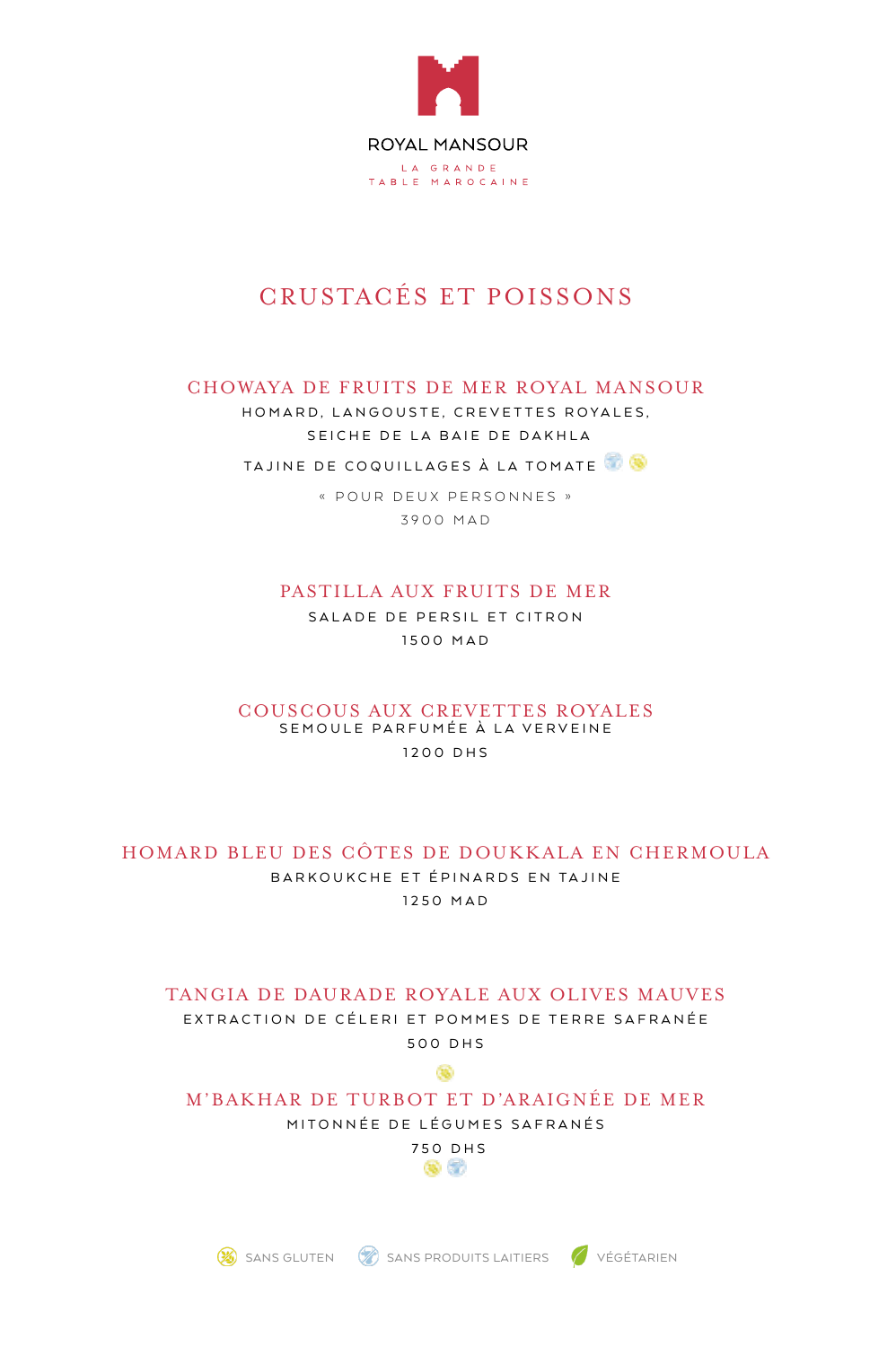ROYAL MANSOUR

LA GRANDE
TABLE MAROCAINE

# CRUSTACÉS ET POISSONS

## CHOWAYA DE FRUITS DE MER ROYAL MANSOUR

HOMARD, LANGOUSTE, CREVETTES ROYALES,
SEICHE DE LA BAIE DE DAKHLA

TAJINE DE COQUILLAGES À LA TOMATE

« POUR DEUX PERSONNES »

3900 MAD

## PASTILLA AUX FRUITS DE MER

SALADE DE PERSIL ET CITRON

1500 MAD

## COUSCOUS AUX CREVETTES ROYALES

SEMOULE PARFUMÉE À LA VERVEINE

1200 DHS

## HOMARD BLEU DES CÔTES DE DOUKKALA EN CHERMOULA

BARKOUKCHE ET ÉPINARDS EN TAJINE

1250 MAD

## TANGIA DE DAURADE ROYALE AUX OLIVES MAUVES

EXTRACTION DE CÉLERI ET POMMES DE TERRE SAFRANÉE

500 DHS

## M'BAKHAR DE TURBOT ET D'ARAIGNÉE DE MER

MITONNÉE DE LÉGUMES SAFRANÉS

750 DHS

SANS GLUTEN | SANS PRODUITS LAITIERS | VÉGÉTARIEN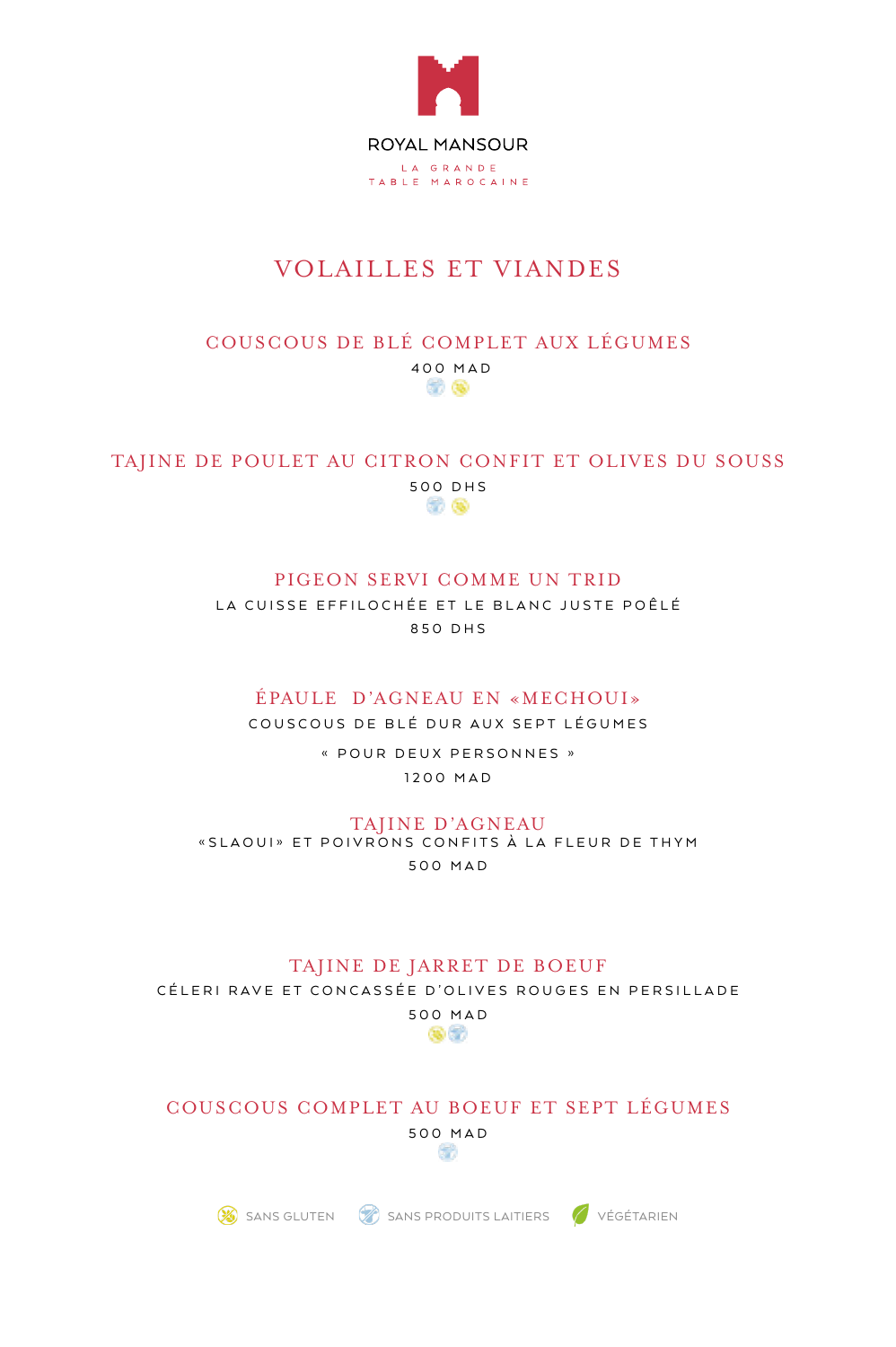ROYAL MANSOUR

LA GRANDE
TABLE MAROCAINE

# VOLAILLES ET VIANDES

## COUSCOUS DE BLÉ COMPLET AUX LÉGUMES

400 MAD

## TAJINE DE POULET AU CITRON CONFIT ET OLIVES DU SOUSS

500 DHS

## PIGEON SERVI COMME UN TRID

LA CUISSE EFFILOCHÉE ET LE BLANC JUSTE POÊLÉ

850 DHS

## ÉPAULE D'AGNEAU EN «MECHOUI»

COUSCOUS DE BLÉ DUR AUX SEPT LÉGUMES

« POUR DEUX PERSONNES »

1200 MAD

## TAJINE D'AGNEAU

«SLAOUI» ET POIVRONS CONFITS À LA FLEUR DE THYM

500 MAD

## TAJINE DE JARRET DE BOEUF

CÉLERI RAVE ET CONCASSÉE D'OLIVES ROUGES EN PERSILLADE

500 MAD

## COUSCOUS COMPLET AU BOEUF ET SEPT LÉGUMES

500 MAD

SANS GLUTEN SANS PRODUITS LAITIERS VÉGÉTARIEN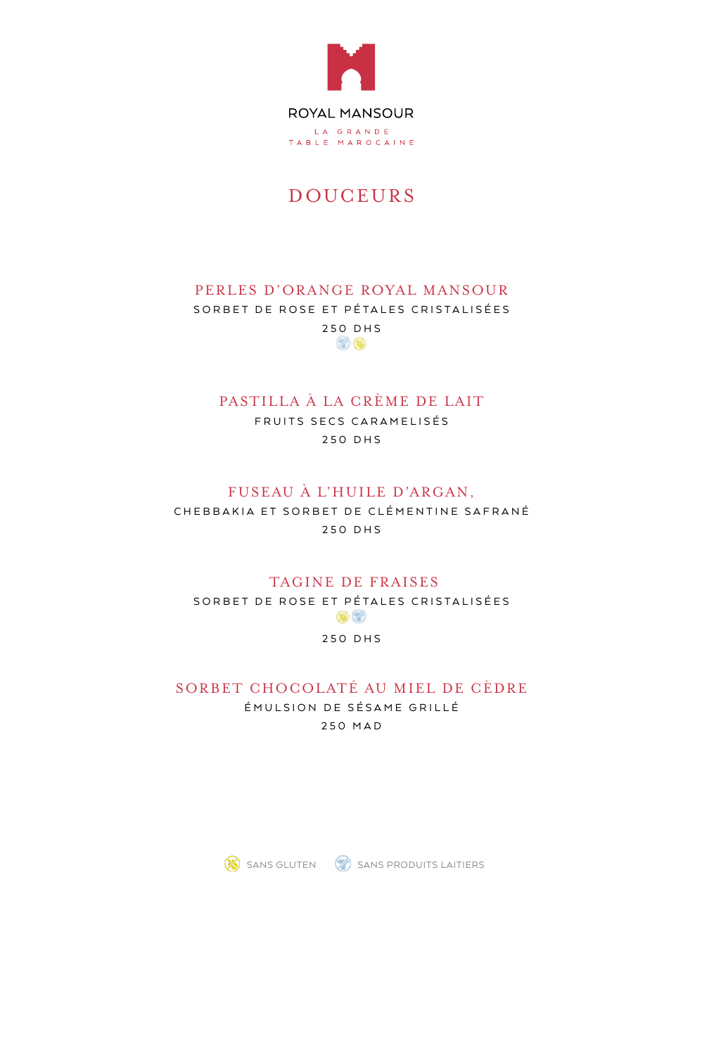ROYAL MANSOUR

LA GRANDE
TABLE MAROCAINE

# DOUCEURS

## PERLES D'ORANGE ROYAL MANSOUR

SORBET DE ROSE ET PÉTALES CRISTALISÉES

250 DHS

## PASTILLA À LA CRÈME DE LAIT

FRUITS SECS CARAMELISÉS

250 DHS

## FUSEAU À L'HUILE D'ARGAN,

CHEBBAKIA ET SORBET DE CLÉMENTINE SAFRANÉ

250 DHS

## TAGINE DE FRAISES

SORBET DE ROSE ET PÉTALES CRISTALISÉES

250 DHS

## SORBET CHOCOLATÉ AU MIEL DE CÈDRE

ÉMULSION DE SÉSAME GRILLÉ

250 MAD

SANS GLUTEN SANS PRODUITS LAITIERS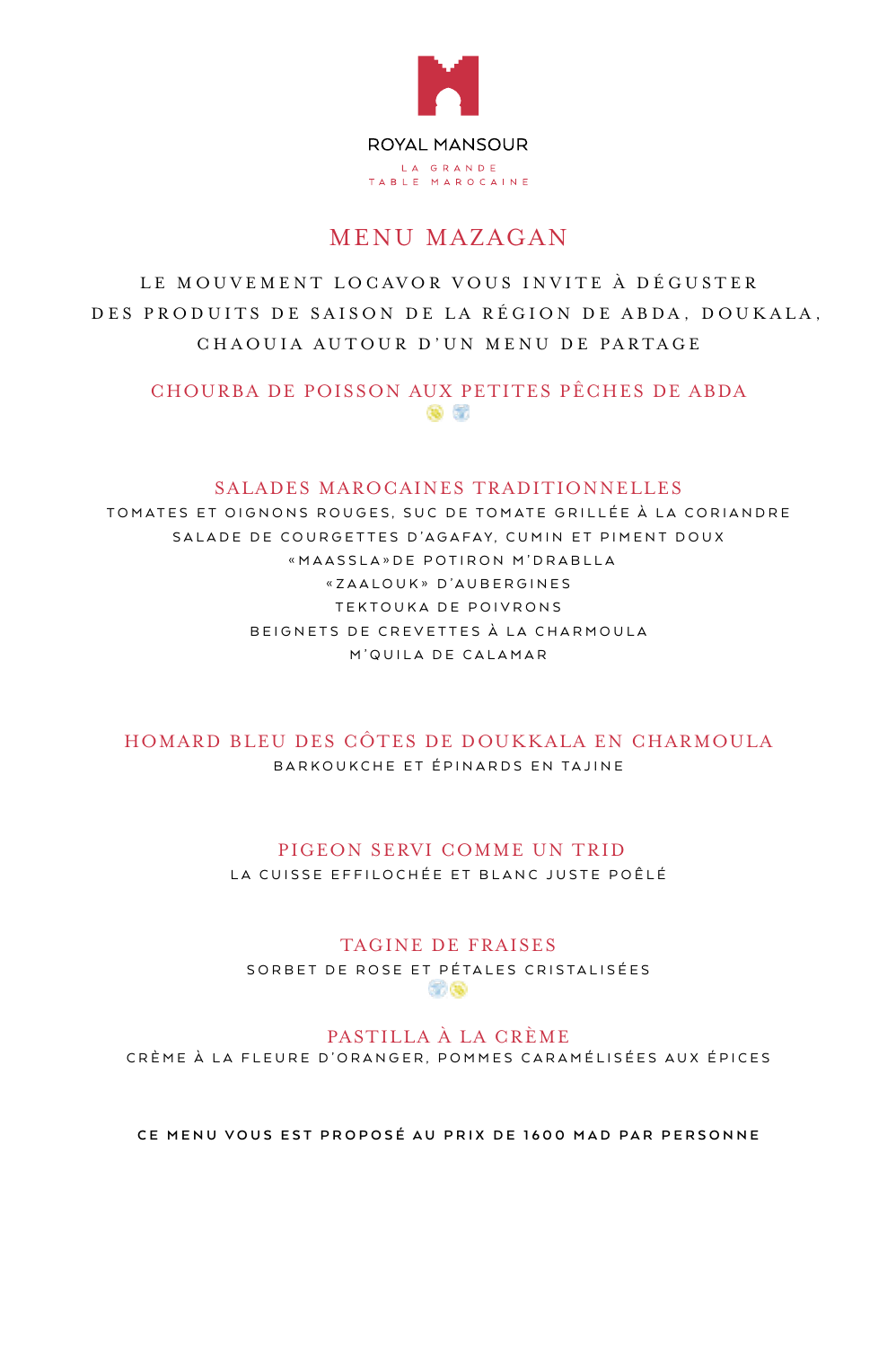ROYAL MANSOUR

LA GRANDE TABLE MAROCAINE

# MENU MAZAGAN

LE MOUVEMENT LOCAVOR VOUS INVITE À DÉGUSTER DES PRODUITS DE SAISON DE LA RÉGION DE ABDA, DOUKALA, CHAOUIA AUTOUR D'UN MENU DE PARTAGE

## CHOURBA DE POISSON AUX PETITES PÊCHES DE ABDA

## SALADES MAROCAINES TRADITIONNELLES

TOMATES ET OIGNONS ROUGES, SUC DE TOMATE GRILLÉE À LA CORIANDRE

SALADE DE COURGETTES D'AGAFAY, CUMIN ET PIMENT DOUX

«MAASSLA»DE POTIRON M'DRABLLA

«ZAALOUK» D'AUBERGINES

TEKTOUKA DE POIVRONS

BEIGNETS DE CREVETTES À LA CHARMOULA

M'QUILA DE CALAMAR

## HOMARD BLEU DES CÔTES DE DOUKKALA EN CHARMOULA

BARKOUKCHE ET ÉPINARDS EN TAJINE

## PIGEON SERVI COMME UN TRID

LA CUISSE EFFILOCHÉE ET BLANC JUSTE POÊLÉ

## TAGINE DE FRAISES

SORBET DE ROSE ET PÉTALES CRISTALISÉES

## PASTILLA À LA CRÈME

CRÈME À LA FLEURE D'ORANGER, POMMES CARAMÉLISÉES AUX ÉPICES

**CE MENU VOUS EST PROPOSÉ AU PRIX DE 1600 MAD PAR PERSONNE**